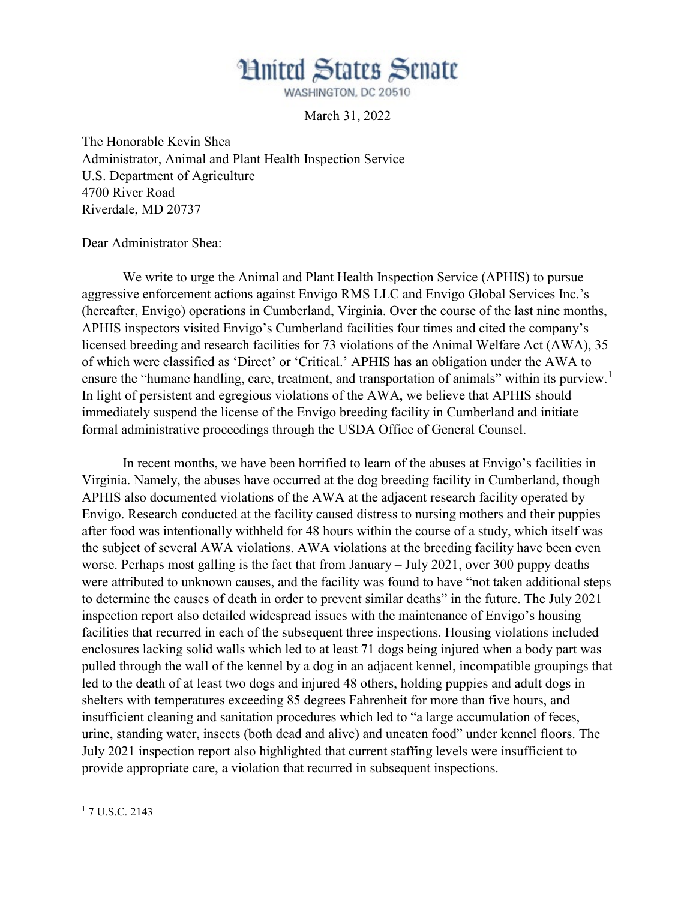# United States Senate

WASHINGTON, DC 20510

March 31, 2022

The Honorable Kevin Shea
Administrator, Animal and Plant Health Inspection Service
U.S. Department of Agriculture
4700 River Road
Riverdale, MD 20737

Dear Administrator Shea:

We write to urge the Animal and Plant Health Inspection Service (APHIS) to pursue aggressive enforcement actions against Envigo RMS LLC and Envigo Global Services Inc.'s (hereafter, Envigo) operations in Cumberland, Virginia. Over the course of the last nine months, APHIS inspectors visited Envigo's Cumberland facilities four times and cited the company's licensed breeding and research facilities for 73 violations of the Animal Welfare Act (AWA), 35 of which were classified as 'Direct' or 'Critical.' APHIS has an obligation under the AWA to ensure the "humane handling, care, treatment, and transportation of animals" within its purview.[1] In light of persistent and egregious violations of the AWA, we believe that APHIS should immediately suspend the license of the Envigo breeding facility in Cumberland and initiate formal administrative proceedings through the USDA Office of General Counsel.

In recent months, we have been horrified to learn of the abuses at Envigo's facilities in Virginia. Namely, the abuses have occurred at the dog breeding facility in Cumberland, though APHIS also documented violations of the AWA at the adjacent research facility operated by Envigo. Research conducted at the facility caused distress to nursing mothers and their puppies after food was intentionally withheld for 48 hours within the course of a study, which itself was the subject of several AWA violations. AWA violations at the breeding facility have been even worse. Perhaps most galling is the fact that from January – July 2021, over 300 puppy deaths were attributed to unknown causes, and the facility was found to have "not taken additional steps to determine the causes of death in order to prevent similar deaths" in the future. The July 2021 inspection report also detailed widespread issues with the maintenance of Envigo's housing facilities that recurred in each of the subsequent three inspections. Housing violations included enclosures lacking solid walls which led to at least 71 dogs being injured when a body part was pulled through the wall of the kennel by a dog in an adjacent kennel, incompatible groupings that led to the death of at least two dogs and injured 48 others, holding puppies and adult dogs in shelters with temperatures exceeding 85 degrees Fahrenheit for more than five hours, and insufficient cleaning and sanitation procedures which led to "a large accumulation of feces, urine, standing water, insects (both dead and alive) and uneaten food" under kennel floors. The July 2021 inspection report also highlighted that current staffing levels were insufficient to provide appropriate care, a violation that recurred in subsequent inspections.

---

[1] 7 U.S.C. 2143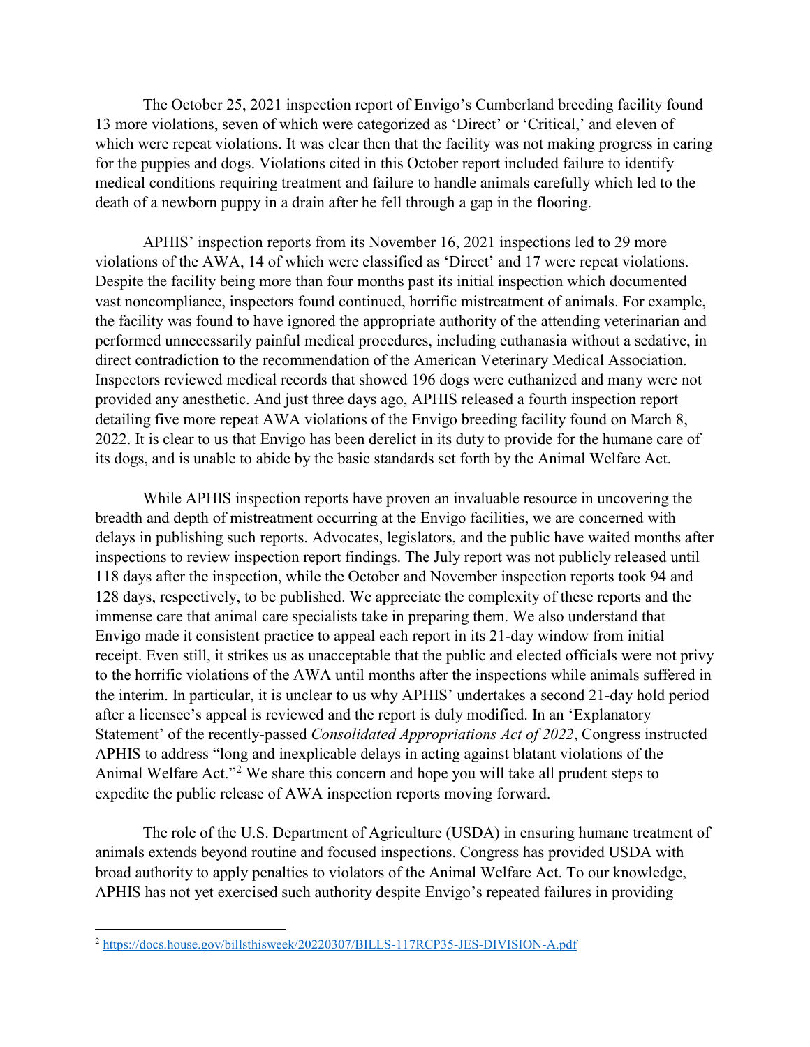The October 25, 2021 inspection report of Envigo's Cumberland breeding facility found 13 more violations, seven of which were categorized as 'Direct' or 'Critical,' and eleven of which were repeat violations. It was clear then that the facility was not making progress in caring for the puppies and dogs. Violations cited in this October report included failure to identify medical conditions requiring treatment and failure to handle animals carefully which led to the death of a newborn puppy in a drain after he fell through a gap in the flooring.

APHIS' inspection reports from its November 16, 2021 inspections led to 29 more violations of the AWA, 14 of which were classified as 'Direct' and 17 were repeat violations. Despite the facility being more than four months past its initial inspection which documented vast noncompliance, inspectors found continued, horrific mistreatment of animals. For example, the facility was found to have ignored the appropriate authority of the attending veterinarian and performed unnecessarily painful medical procedures, including euthanasia without a sedative, in direct contradiction to the recommendation of the American Veterinary Medical Association. Inspectors reviewed medical records that showed 196 dogs were euthanized and many were not provided any anesthetic. And just three days ago, APHIS released a fourth inspection report detailing five more repeat AWA violations of the Envigo breeding facility found on March 8, 2022. It is clear to us that Envigo has been derelict in its duty to provide for the humane care of its dogs, and is unable to abide by the basic standards set forth by the Animal Welfare Act.

While APHIS inspection reports have proven an invaluable resource in uncovering the breadth and depth of mistreatment occurring at the Envigo facilities, we are concerned with delays in publishing such reports. Advocates, legislators, and the public have waited months after inspections to review inspection report findings. The July report was not publicly released until 118 days after the inspection, while the October and November inspection reports took 94 and 128 days, respectively, to be published. We appreciate the complexity of these reports and the immense care that animal care specialists take in preparing them. We also understand that Envigo made it consistent practice to appeal each report in its 21-day window from initial receipt. Even still, it strikes us as unacceptable that the public and elected officials were not privy to the horrific violations of the AWA until months after the inspections while animals suffered in the interim. In particular, it is unclear to us why APHIS' undertakes a second 21-day hold period after a licensee's appeal is reviewed and the report is duly modified. In an 'Explanatory Statement' of the recently-passed *Consolidated Appropriations Act of 2022*, Congress instructed APHIS to address "long and inexplicable delays in acting against blatant violations of the Animal Welfare Act."[2] We share this concern and hope you will take all prudent steps to expedite the public release of AWA inspection reports moving forward.

The role of the U.S. Department of Agriculture (USDA) in ensuring humane treatment of animals extends beyond routine and focused inspections. Congress has provided USDA with broad authority to apply penalties to violators of the Animal Welfare Act. To our knowledge, APHIS has not yet exercised such authority despite Envigo's repeated failures in providing

---

[2] https://docs.house.gov/billsthisweek/20220307/BILLS-117RCP35-JES-DIVISION-A.pdf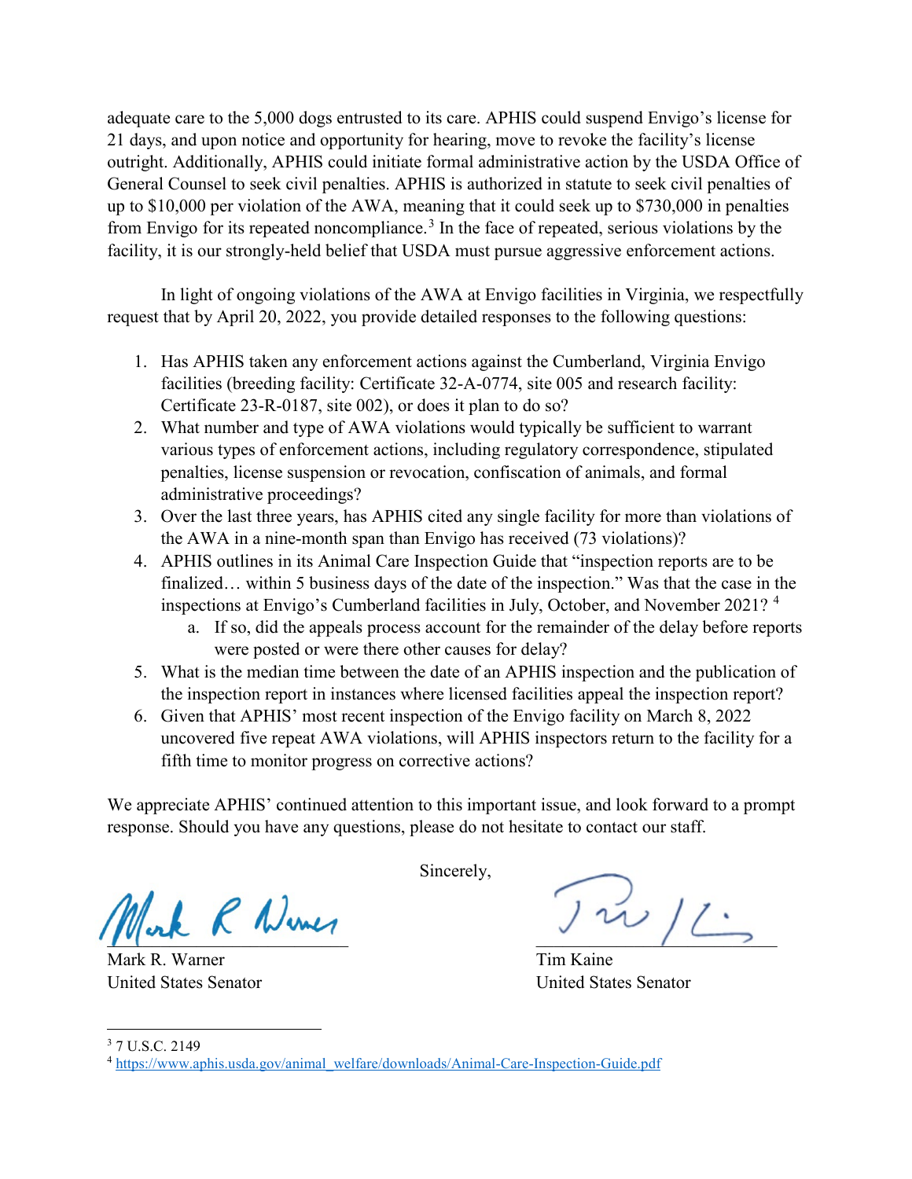adequate care to the 5,000 dogs entrusted to its care. APHIS could suspend Envigo's license for 21 days, and upon notice and opportunity for hearing, move to revoke the facility's license outright. Additionally, APHIS could initiate formal administrative action by the USDA Office of General Counsel to seek civil penalties. APHIS is authorized in statute to seek civil penalties of up to $10,000 per violation of the AWA, meaning that it could seek up to $730,000 in penalties from Envigo for its repeated noncompliance.[3] In the face of repeated, serious violations by the facility, it is our strongly-held belief that USDA must pursue aggressive enforcement actions.

In light of ongoing violations of the AWA at Envigo facilities in Virginia, we respectfully request that by April 20, 2022, you provide detailed responses to the following questions:

1. Has APHIS taken any enforcement actions against the Cumberland, Virginia Envigo facilities (breeding facility: Certificate 32-A-0774, site 005 and research facility: Certificate 23-R-0187, site 002), or does it plan to do so?
2. What number and type of AWA violations would typically be sufficient to warrant various types of enforcement actions, including regulatory correspondence, stipulated penalties, license suspension or revocation, confiscation of animals, and formal administrative proceedings?
3. Over the last three years, has APHIS cited any single facility for more than violations of the AWA in a nine-month span than Envigo has received (73 violations)?
4. APHIS outlines in its Animal Care Inspection Guide that "inspection reports are to be finalized… within 5 business days of the date of the inspection." Was that the case in the inspections at Envigo's Cumberland facilities in July, October, and November 2021? [4]
   a. If so, did the appeals process account for the remainder of the delay before reports were posted or were there other causes for delay?
5. What is the median time between the date of an APHIS inspection and the publication of the inspection report in instances where licensed facilities appeal the inspection report?
6. Given that APHIS' most recent inspection of the Envigo facility on March 8, 2022 uncovered five repeat AWA violations, will APHIS inspectors return to the facility for a fifth time to monitor progress on corrective actions?

We appreciate APHIS' continued attention to this important issue, and look forward to a prompt response. Should you have any questions, please do not hesitate to contact our staff.

Sincerely,

Mark R. Warner
United States Senator

Tim Kaine
United States Senator

[3] 7 U.S.C. 2149

[4] https://www.aphis.usda.gov/animal_welfare/downloads/Animal-Care-Inspection-Guide.pdf